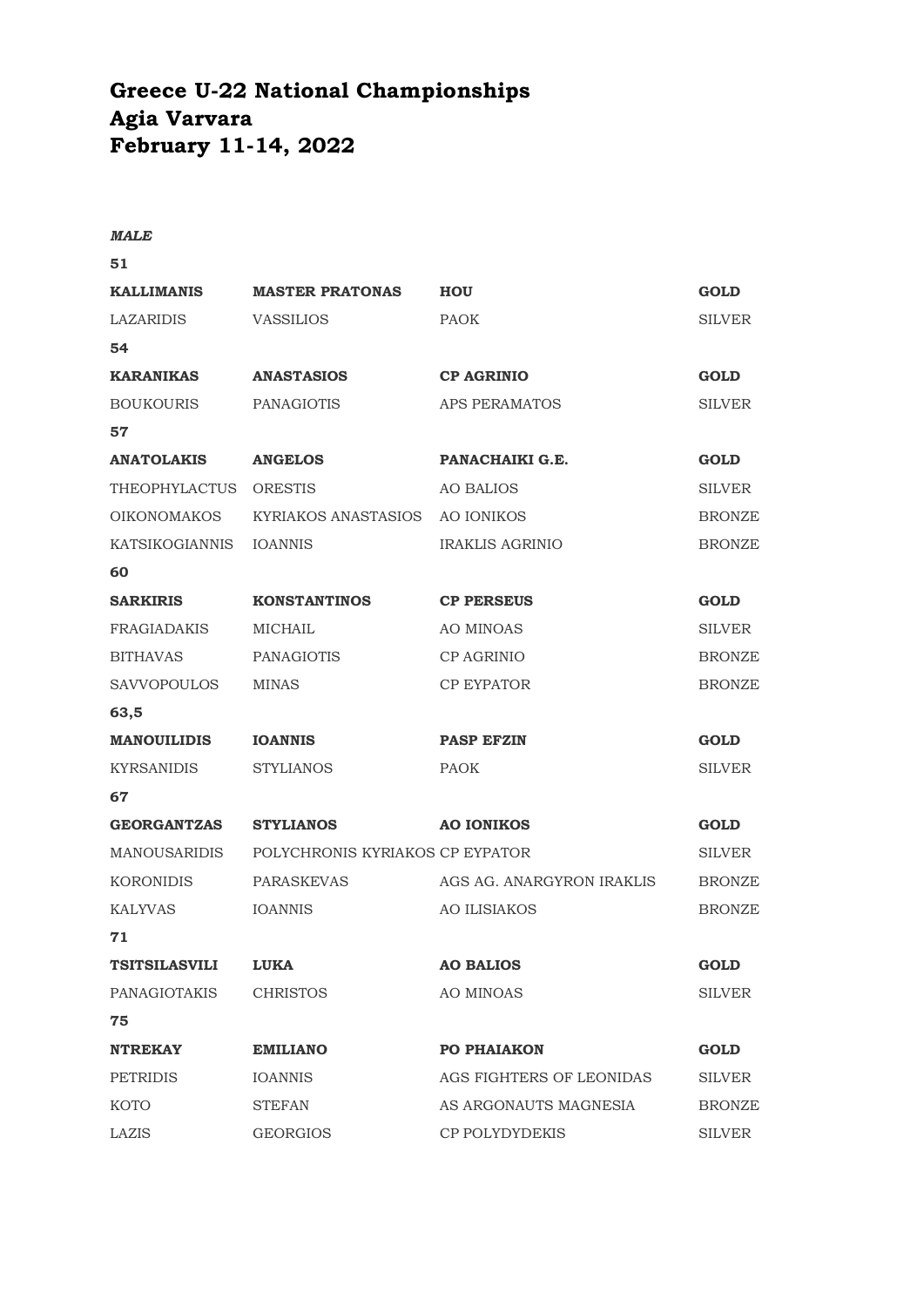# Greece U-22 National Championships
# Agia Varvara
# February 11-14, 2022

***MALE***

**51**

| | | | |
|---|---|---|---|
| **KALLIMANIS** | **MASTER PRATONAS** | **HOU** | **GOLD** |
| LAZARIDIS | VASSILIOS | PAOK | SILVER |

**54**

| | | | |
|---|---|---|---|
| **KARANIKAS** | **ANASTASIOS** | **CP AGRINIO** | **GOLD** |
| BOUKOURIS | PANAGIOTIS | APS PERAMATOS | SILVER |

**57**

| | | | |
|---|---|---|---|
| **ANATOLAKIS** | **ANGELOS** | **PANACHAIKI G.E.** | **GOLD** |
| THEOPHYLACTUS | ORESTIS | AO BALIOS | SILVER |
| OIKONOMAKOS | KYRIAKOS ANASTASIOS | AO IONIKOS | BRONZE |
| KATSIKOGIANNIS | IOANNIS | IRAKLIS AGRINIO | BRONZE |

**60**

| | | | |
|---|---|---|---|
| **SARKIRIS** | **KONSTANTINOS** | **CP PERSEUS** | **GOLD** |
| FRAGIADAKIS | MICHAIL | AO MINOAS | SILVER |
| BITHAVAS | PANAGIOTIS | CP AGRINIO | BRONZE |
| SAVVOPOULOS | MINAS | CP EYPATOR | BRONZE |

**63,5**

| | | | |
|---|---|---|---|
| **MANOUILIDIS** | **IOANNIS** | **PASP EFZIN** | **GOLD** |
| KYRSANIDIS | STYLIANOS | PAOK | SILVER |

**67**

| | | | |
|---|---|---|---|
| **GEORGANTZAS** | **STYLIANOS** | **AO IONIKOS** | **GOLD** |
| MANOUSARIDIS | POLYCHRONIS KYRIAKOS | CP EYPATOR | SILVER |
| KORONIDIS | PARASKEVAS | AGS AG. ANARGYRON IRAKLIS | BRONZE |
| KALYVAS | IOANNIS | AO ILISIAKOS | BRONZE |

**71**

| | | | |
|---|---|---|---|
| **TSITSILASVILI** | **LUKA** | **AO BALIOS** | **GOLD** |
| PANAGIOTAKIS | CHRISTOS | AO MINOAS | SILVER |

**75**

| | | | |
|---|---|---|---|
| **NTREKAY** | **EMILIANO** | **PO PHAIAKON** | **GOLD** |
| PETRIDIS | IOANNIS | AGS FIGHTERS OF LEONIDAS | SILVER |
| KOTO | STEFAN | AS ARGONAUTS MAGNESIA | BRONZE |
| LAZIS | GEORGIOS | CP POLYDYDEKIS | SILVER |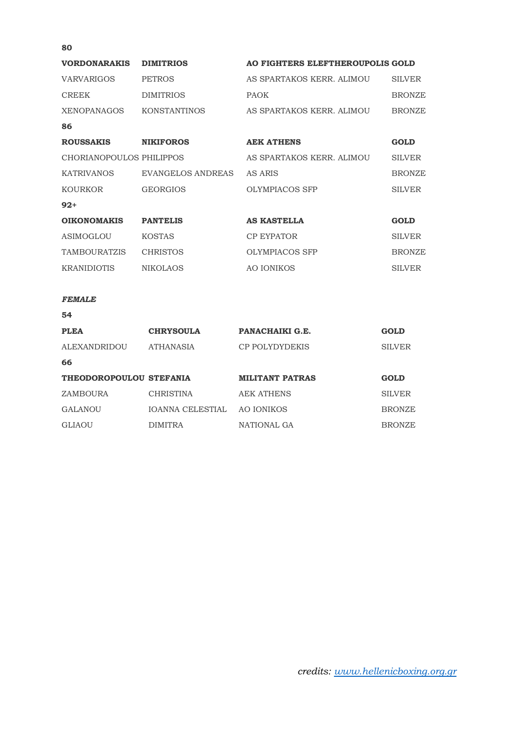**80**

| | | | |
|---|---|---|---|
| **VORDONARAKIS** | **DIMITRIOS** | **AO FIGHTERS ELEFTHEROUPOLIS** | **GOLD** |
| VARVARIGOS | PETROS | AS SPARTAKOS KERR. ALIMOU | SILVER |
| CREEK | DIMITRIOS | PAOK | BRONZE |
| XENOPANAGOS | KONSTANTINOS | AS SPARTAKOS KERR. ALIMOU | BRONZE |

**86**

| | | | |
|---|---|---|---|
| **ROUSSAKIS** | **NIKIFOROS** | **AEK ATHENS** | **GOLD** |
| CHORIANOPOULOS | PHILIPPOS | AS SPARTAKOS KERR. ALIMOU | SILVER |
| KATRIVANOS | EVANGELOS ANDREAS | AS ARIS | BRONZE |
| KOURKOR | GEORGIOS | OLYMPIACOS SFP | SILVER |

**92+**

| | | | |
|---|---|---|---|
| **OIKONOMAKIS** | **PANTELIS** | **AS KASTELLA** | **GOLD** |
| ASIMOGLOU | KOSTAS | CP EYPATOR | SILVER |
| TAMBOURATZIS | CHRISTOS | OLYMPIACOS SFP | BRONZE |
| KRANIDIOTIS | NIKOLAOS | AO IONIKOS | SILVER |

***FEMALE***

**54**

| | | | |
|---|---|---|---|
| **PLEA** | **CHRYSOULA** | **PANACHAIKI G.E.** | **GOLD** |
| ALEXANDRIDOU | ATHANASIA | CP POLYDYDEKIS | SILVER |

**66**

| | | | |
|---|---|---|---|
| **THEODOROPOULOU** | **STEFANIA** | **MILITANT PATRAS** | **GOLD** |
| ZAMBOURA | CHRISTINA | AEK ATHENS | SILVER |
| GALANOU | IOANNA CELESTIAL | AO IONIKOS | BRONZE |
| GLIAOU | DIMITRA | NATIONAL GA | BRONZE |

*credits: www.hellenicboxing.org.gr*